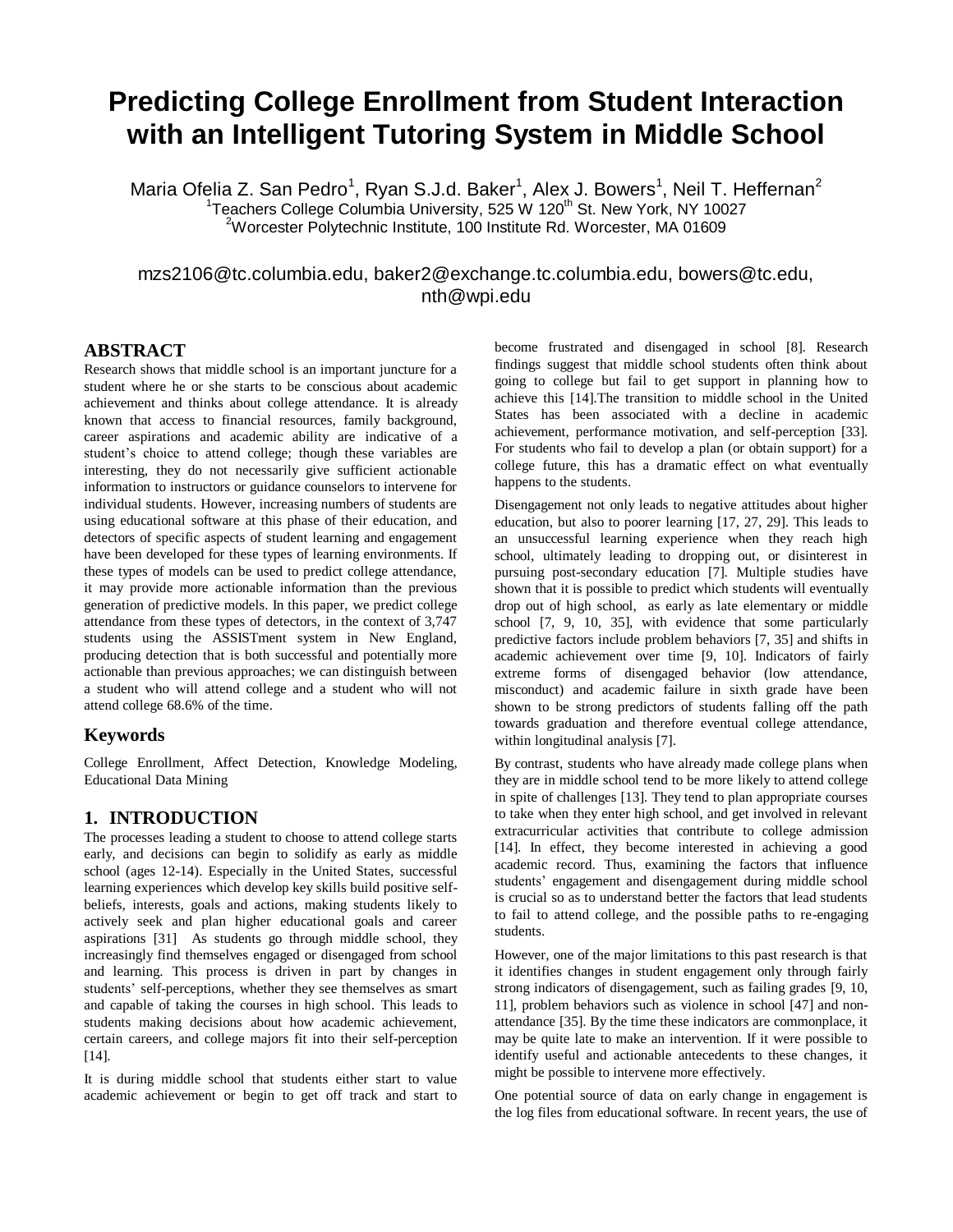# Predicting College Enrollment from Student Interaction with an Intelligent Tutoring System in Middle School

Maria Ofelia Z. San Pedro[1], Ryan S.J.d. Baker[1], Alex J. Bowers[1], Neil T. Heffernan[2]

[1]Teachers College Columbia University, 525 W 120th St. New York, NY 10027

[2]Worcester Polytechnic Institute, 100 Institute Rd. Worcester, MA 01609

mzs2106@tc.columbia.edu, baker2@exchange.tc.columbia.edu, bowers@tc.edu, nth@wpi.edu

## ABSTRACT

Research shows that middle school is an important juncture for a student where he or she starts to be conscious about academic achievement and thinks about college attendance. It is already known that access to financial resources, family background, career aspirations and academic ability are indicative of a student's choice to attend college; though these variables are interesting, they do not necessarily give sufficient actionable information to instructors or guidance counselors to intervene for individual students. However, increasing numbers of students are using educational software at this phase of their education, and detectors of specific aspects of student learning and engagement have been developed for these types of learning environments. If these types of models can be used to predict college attendance, it may provide more actionable information than the previous generation of predictive models. In this paper, we predict college attendance from these types of detectors, in the context of 3,747 students using the ASSISTment system in New England, producing detection that is both successful and potentially more actionable than previous approaches; we can distinguish between a student who will attend college and a student who will not attend college 68.6% of the time.

## Keywords

College Enrollment, Affect Detection, Knowledge Modeling, Educational Data Mining

## 1. INTRODUCTION

The processes leading a student to choose to attend college starts early, and decisions can begin to solidify as early as middle school (ages 12-14). Especially in the United States, successful learning experiences which develop key skills build positive self-beliefs, interests, goals and actions, making students likely to actively seek and plan higher educational goals and career aspirations [31] As students go through middle school, they increasingly find themselves engaged or disengaged from school and learning. This process is driven in part by changes in students' self-perceptions, whether they see themselves as smart and capable of taking the courses in high school. This leads to students making decisions about how academic achievement, certain careers, and college majors fit into their self-perception [14].

It is during middle school that students either start to value academic achievement or begin to get off track and start to become frustrated and disengaged in school [8]. Research findings suggest that middle school students often think about going to college but fail to get support in planning how to achieve this [14].The transition to middle school in the United States has been associated with a decline in academic achievement, performance motivation, and self-perception [33]. For students who fail to develop a plan (or obtain support) for a college future, this has a dramatic effect on what eventually happens to the students.

Disengagement not only leads to negative attitudes about higher education, but also to poorer learning [17, 27, 29]. This leads to an unsuccessful learning experience when they reach high school, ultimately leading to dropping out, or disinterest in pursuing post-secondary education [7]. Multiple studies have shown that it is possible to predict which students will eventually drop out of high school, as early as late elementary or middle school [7, 9, 10, 35], with evidence that some particularly predictive factors include problem behaviors [7, 35] and shifts in academic achievement over time [9, 10]. Indicators of fairly extreme forms of disengaged behavior (low attendance, misconduct) and academic failure in sixth grade have been shown to be strong predictors of students falling off the path towards graduation and therefore eventual college attendance, within longitudinal analysis [7].

By contrast, students who have already made college plans when they are in middle school tend to be more likely to attend college in spite of challenges [13]. They tend to plan appropriate courses to take when they enter high school, and get involved in relevant extracurricular activities that contribute to college admission [14]. In effect, they become interested in achieving a good academic record. Thus, examining the factors that influence students' engagement and disengagement during middle school is crucial so as to understand better the factors that lead students to fail to attend college, and the possible paths to re-engaging students.

However, one of the major limitations to this past research is that it identifies changes in student engagement only through fairly strong indicators of disengagement, such as failing grades [9, 10, 11], problem behaviors such as violence in school [47] and non-attendance [35]. By the time these indicators are commonplace, it may be quite late to make an intervention. If it were possible to identify useful and actionable antecedents to these changes, it might be possible to intervene more effectively.

One potential source of data on early change in engagement is the log files from educational software. In recent years, the use of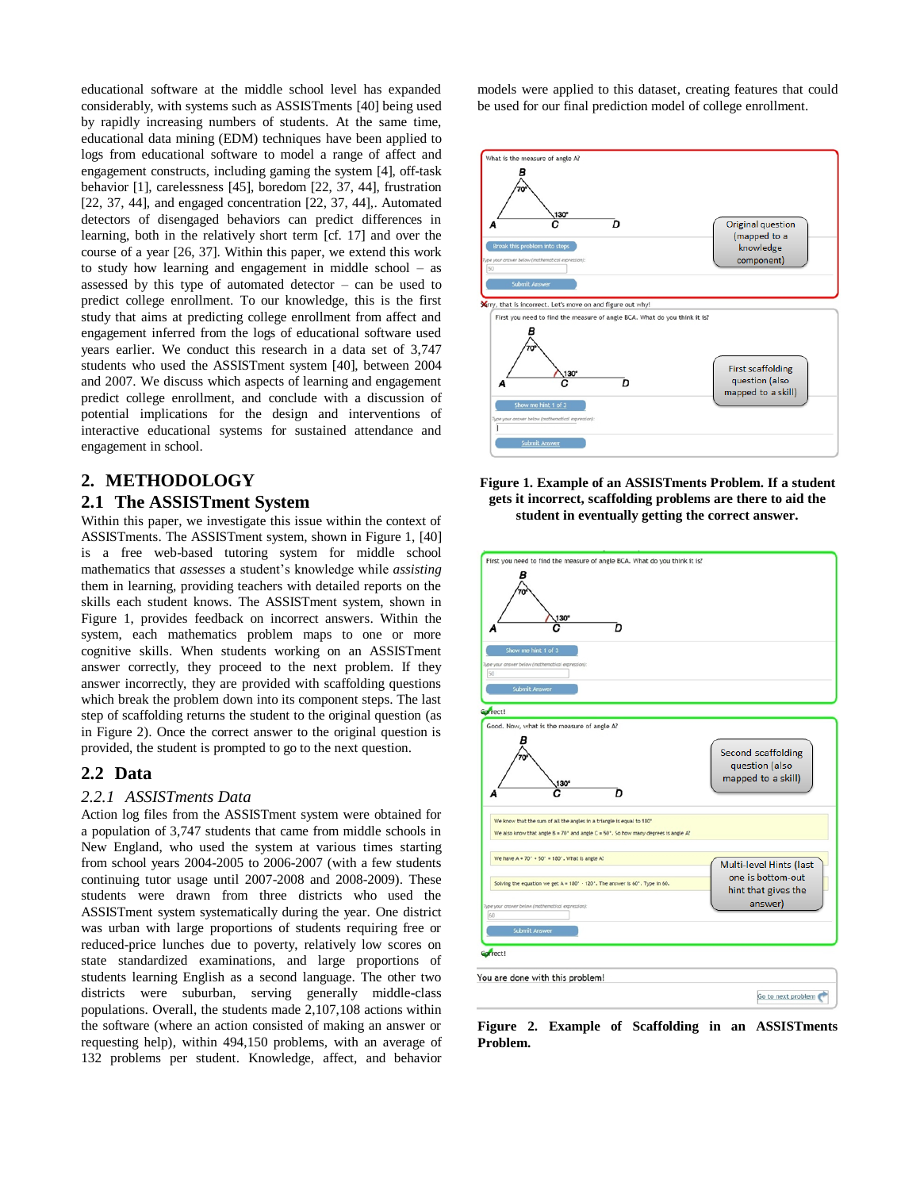educational software at the middle school level has expanded considerably, with systems such as ASSISTments [40] being used by rapidly increasing numbers of students. At the same time, educational data mining (EDM) techniques have been applied to logs from educational software to model a range of affect and engagement constructs, including gaming the system [4], off-task behavior [1], carelessness [45], boredom [22, 37, 44], frustration [22, 37, 44], and engaged concentration [22, 37, 44],. Automated detectors of disengaged behaviors can predict differences in learning, both in the relatively short term [cf. 17] and over the course of a year [26, 37]. Within this paper, we extend this work to study how learning and engagement in middle school – as assessed by this type of automated detector – can be used to predict college enrollment. To our knowledge, this is the first study that aims at predicting college enrollment from affect and engagement inferred from the logs of educational software used years earlier. We conduct this research in a data set of 3,747 students who used the ASSISTment system [40], between 2004 and 2007. We discuss which aspects of learning and engagement predict college enrollment, and conclude with a discussion of potential implications for the design and interventions of interactive educational systems for sustained attendance and engagement in school.

## 2. METHODOLOGY

### 2.1 The ASSISTment System

Within this paper, we investigate this issue within the context of ASSISTments. The ASSISTment system, shown in Figure 1, [40] is a free web-based tutoring system for middle school mathematics that *assesses* a student's knowledge while *assisting* them in learning, providing teachers with detailed reports on the skills each student knows. The ASSISTment system, shown in Figure 1, provides feedback on incorrect answers. Within the system, each mathematics problem maps to one or more cognitive skills. When students working on an ASSISTment answer correctly, they proceed to the next problem. If they answer incorrectly, they are provided with scaffolding questions which break the problem down into its component steps. The last step of scaffolding returns the student to the original question (as in Figure 2). Once the correct answer to the original question is provided, the student is prompted to go to the next question.

### 2.2 Data

#### *2.2.1 ASSISTments Data*

Action log files from the ASSISTment system were obtained for a population of 3,747 students that came from middle schools in New England, who used the system at various times starting from school years 2004-2005 to 2006-2007 (with a few students continuing tutor usage until 2007-2008 and 2008-2009). These students were drawn from three districts who used the ASSISTment system systematically during the year. One district was urban with large proportions of students requiring free or reduced-price lunches due to poverty, relatively low scores on state standardized examinations, and large proportions of students learning English as a second language. The other two districts were suburban, serving generally middle-class populations. Overall, the students made 2,107,108 actions within the software (where an action consisted of making an answer or requesting help), within 494,150 problems, with an average of 132 problems per student. Knowledge, affect, and behavior models were applied to this dataset, creating features that could be used for our final prediction model of college enrollment.

**Figure 1. Example of an ASSISTments Problem. If a student gets it incorrect, scaffolding problems are there to aid the student in eventually getting the correct answer.**

**Figure 2. Example of Scaffolding in an ASSISTments Problem.**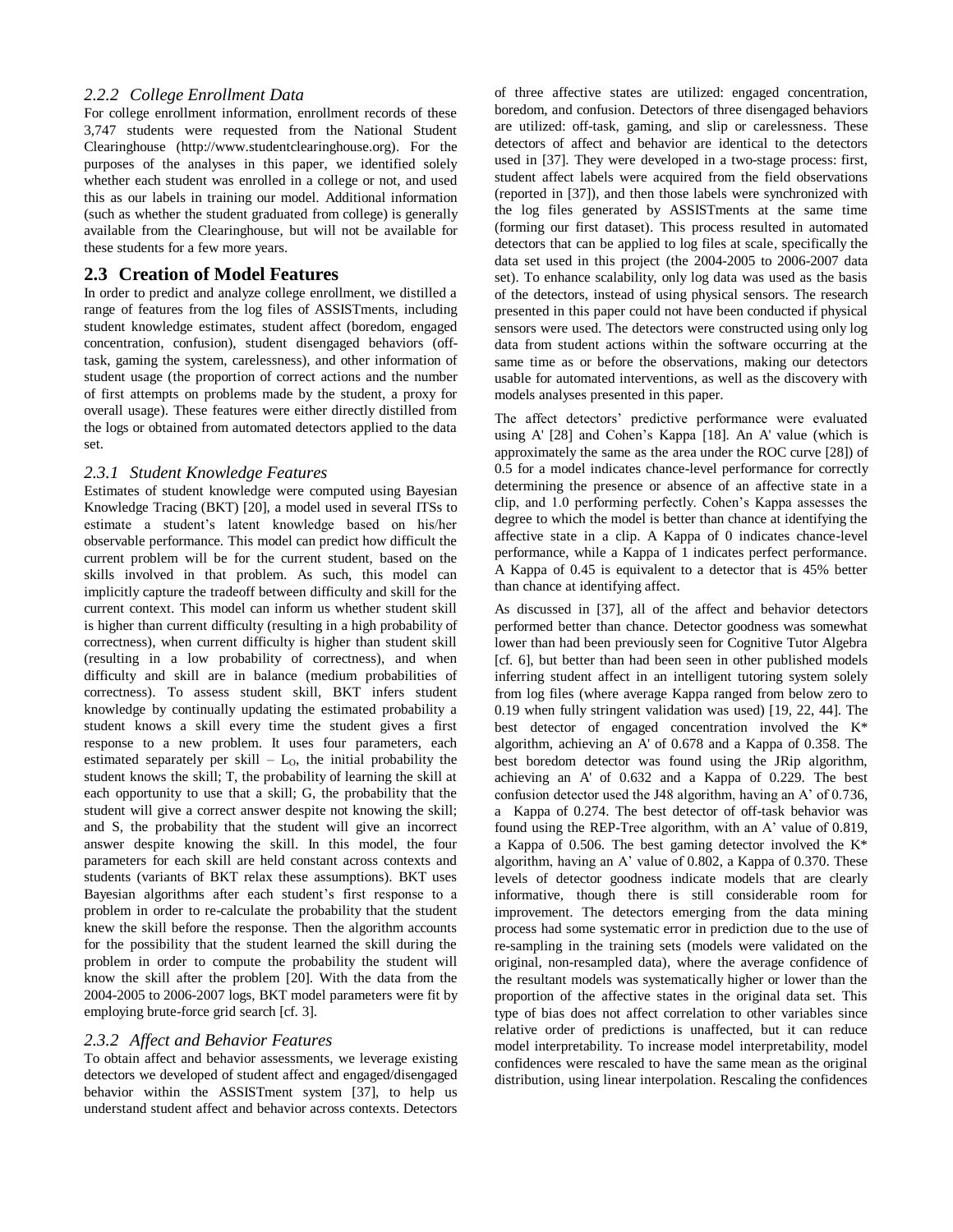### 2.2.2 *College Enrollment Data*

For college enrollment information, enrollment records of these 3,747 students were requested from the National Student Clearinghouse (http://www.studentclearinghouse.org). For the purposes of the analyses in this paper, we identified solely whether each student was enrolled in a college or not, and used this as our labels in training our model. Additional information (such as whether the student graduated from college) is generally available from the Clearinghouse, but will not be available for these students for a few more years.

## 2.3 Creation of Model Features

In order to predict and analyze college enrollment, we distilled a range of features from the log files of ASSISTments, including student knowledge estimates, student affect (boredom, engaged concentration, confusion), student disengaged behaviors (off-task, gaming the system, carelessness), and other information of student usage (the proportion of correct actions and the number of first attempts on problems made by the student, a proxy for overall usage). These features were either directly distilled from the logs or obtained from automated detectors applied to the data set.

### 2.3.1 *Student Knowledge Features*

Estimates of student knowledge were computed using Bayesian Knowledge Tracing (BKT) [20], a model used in several ITSs to estimate a student's latent knowledge based on his/her observable performance. This model can predict how difficult the current problem will be for the current student, based on the skills involved in that problem. As such, this model can implicitly capture the tradeoff between difficulty and skill for the current context. This model can inform us whether student skill is higher than current difficulty (resulting in a high probability of correctness), when current difficulty is higher than student skill (resulting in a low probability of correctness), and when difficulty and skill are in balance (medium probabilities of correctness). To assess student skill, BKT infers student knowledge by continually updating the estimated probability a student knows a skill every time the student gives a first response to a new problem. It uses four parameters, each estimated separately per skill – $L_O$, the initial probability the student knows the skill; T, the probability of learning the skill at each opportunity to use that a skill; G, the probability that the student will give a correct answer despite not knowing the skill; and S, the probability that the student will give an incorrect answer despite knowing the skill. In this model, the four parameters for each skill are held constant across contexts and students (variants of BKT relax these assumptions). BKT uses Bayesian algorithms after each student's first response to a problem in order to re-calculate the probability that the student knew the skill before the response. Then the algorithm accounts for the possibility that the student learned the skill during the problem in order to compute the probability the student will know the skill after the problem [20]. With the data from the 2004-2005 to 2006-2007 logs, BKT model parameters were fit by employing brute-force grid search [cf. 3].

### 2.3.2 *Affect and Behavior Features*

To obtain affect and behavior assessments, we leverage existing detectors we developed of student affect and engaged/disengaged behavior within the ASSISTment system [37], to help us understand student affect and behavior across contexts. Detectors of three affective states are utilized: engaged concentration, boredom, and confusion. Detectors of three disengaged behaviors are utilized: off-task, gaming, and slip or carelessness. These detectors of affect and behavior are identical to the detectors used in [37]. They were developed in a two-stage process: first, student affect labels were acquired from the field observations (reported in [37]), and then those labels were synchronized with the log files generated by ASSISTments at the same time (forming our first dataset). This process resulted in automated detectors that can be applied to log files at scale, specifically the data set used in this project (the 2004-2005 to 2006-2007 data set). To enhance scalability, only log data was used as the basis of the detectors, instead of using physical sensors. The research presented in this paper could not have been conducted if physical sensors were used. The detectors were constructed using only log data from student actions within the software occurring at the same time as or before the observations, making our detectors usable for automated interventions, as well as the discovery with models analyses presented in this paper.

The affect detectors' predictive performance were evaluated using A' [28] and Cohen's Kappa [18]. An A' value (which is approximately the same as the area under the ROC curve [28]) of 0.5 for a model indicates chance-level performance for correctly determining the presence or absence of an affective state in a clip, and 1.0 performing perfectly. Cohen's Kappa assesses the degree to which the model is better than chance at identifying the affective state in a clip. A Kappa of 0 indicates chance-level performance, while a Kappa of 1 indicates perfect performance. A Kappa of 0.45 is equivalent to a detector that is 45% better than chance at identifying affect.

As discussed in [37], all of the affect and behavior detectors performed better than chance. Detector goodness was somewhat lower than had been previously seen for Cognitive Tutor Algebra [cf. 6], but better than had been seen in other published models inferring student affect in an intelligent tutoring system solely from log files (where average Kappa ranged from below zero to 0.19 when fully stringent validation was used) [19, 22, 44]. The best detector of engaged concentration involved the K* algorithm, achieving an A' of 0.678 and a Kappa of 0.358. The best boredom detector was found using the JRip algorithm, achieving an A' of 0.632 and a Kappa of 0.229. The best confusion detector used the J48 algorithm, having an A' of 0.736, a Kappa of 0.274. The best detector of off-task behavior was found using the REP-Tree algorithm, with an A' value of 0.819, a Kappa of 0.506. The best gaming detector involved the K* algorithm, having an A' value of 0.802, a Kappa of 0.370. These levels of detector goodness indicate models that are clearly informative, though there is still considerable room for improvement. The detectors emerging from the data mining process had some systematic error in prediction due to the use of re-sampling in the training sets (models were validated on the original, non-resampled data), where the average confidence of the resultant models was systematically higher or lower than the proportion of the affective states in the original data set. This type of bias does not affect correlation to other variables since relative order of predictions is unaffected, but it can reduce model interpretability. To increase model interpretability, model confidences were rescaled to have the same mean as the original distribution, using linear interpolation. Rescaling the confidences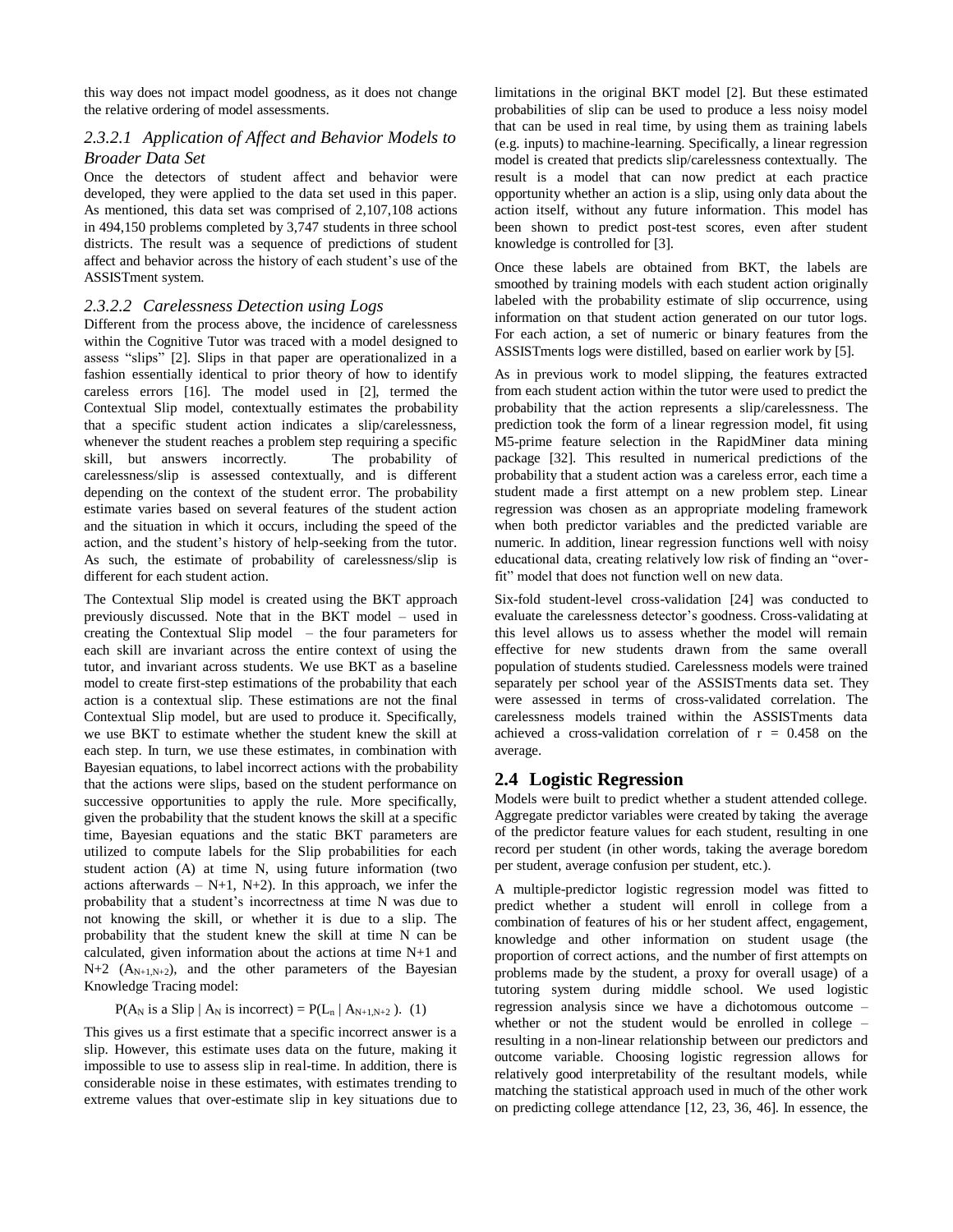this way does not impact model goodness, as it does not change the relative ordering of model assessments.

#### *2.3.2.1 Application of Affect and Behavior Models to Broader Data Set*

Once the detectors of student affect and behavior were developed, they were applied to the data set used in this paper. As mentioned, this data set was comprised of 2,107,108 actions in 494,150 problems completed by 3,747 students in three school districts. The result was a sequence of predictions of student affect and behavior across the history of each student's use of the ASSISTment system.

#### *2.3.2.2 Carelessness Detection using Logs*

Different from the process above, the incidence of carelessness within the Cognitive Tutor was traced with a model designed to assess "slips" [2]. Slips in that paper are operationalized in a fashion essentially identical to prior theory of how to identify careless errors [16]. The model used in [2], termed the Contextual Slip model, contextually estimates the probability that a specific student action indicates a slip/carelessness, whenever the student reaches a problem step requiring a specific skill, but answers incorrectly. The probability of carelessness/slip is assessed contextually, and is different depending on the context of the student error. The probability estimate varies based on several features of the student action and the situation in which it occurs, including the speed of the action, and the student's history of help-seeking from the tutor. As such, the estimate of probability of carelessness/slip is different for each student action.

The Contextual Slip model is created using the BKT approach previously discussed. Note that in the BKT model – used in creating the Contextual Slip model – the four parameters for each skill are invariant across the entire context of using the tutor, and invariant across students. We use BKT as a baseline model to create first-step estimations of the probability that each action is a contextual slip. These estimations are not the final Contextual Slip model, but are used to produce it. Specifically, we use BKT to estimate whether the student knew the skill at each step. In turn, we use these estimates, in combination with Bayesian equations, to label incorrect actions with the probability that the actions were slips, based on the student performance on successive opportunities to apply the rule. More specifically, given the probability that the student knows the skill at a specific time, Bayesian equations and the static BKT parameters are utilized to compute labels for the Slip probabilities for each student action (A) at time N, using future information (two actions afterwards – N+1, N+2). In this approach, we infer the probability that a student's incorrectness at time N was due to not knowing the skill, or whether it is due to a slip. The probability that the student knew the skill at time N can be calculated, given information about the actions at time N+1 and N+2 ($A_{N+1,N+2}$), and the other parameters of the Bayesian Knowledge Tracing model:

$$P(A_N \text{ is a Slip} \mid A_N \text{ is incorrect}) = P(L_n \mid A_{N+1,N+2}). \quad (1)$$

This gives us a first estimate that a specific incorrect answer is a slip. However, this estimate uses data on the future, making it impossible to use to assess slip in real-time. In addition, there is considerable noise in these estimates, with estimates trending to extreme values that over-estimate slip in key situations due to limitations in the original BKT model [2]. But these estimated probabilities of slip can be used to produce a less noisy model that can be used in real time, by using them as training labels (e.g. inputs) to machine-learning. Specifically, a linear regression model is created that predicts slip/carelessness contextually. The result is a model that can now predict at each practice opportunity whether an action is a slip, using only data about the action itself, without any future information. This model has been shown to predict post-test scores, even after student knowledge is controlled for [3].

Once these labels are obtained from BKT, the labels are smoothed by training models with each student action originally labeled with the probability estimate of slip occurrence, using information on that student action generated on our tutor logs. For each action, a set of numeric or binary features from the ASSISTments logs were distilled, based on earlier work by [5].

As in previous work to model slipping, the features extracted from each student action within the tutor were used to predict the probability that the action represents a slip/carelessness. The prediction took the form of a linear regression model, fit using M5-prime feature selection in the RapidMiner data mining package [32]. This resulted in numerical predictions of the probability that a student action was a careless error, each time a student made a first attempt on a new problem step. Linear regression was chosen as an appropriate modeling framework when both predictor variables and the predicted variable are numeric. In addition, linear regression functions well with noisy educational data, creating relatively low risk of finding an "over-fit" model that does not function well on new data.

Six-fold student-level cross-validation [24] was conducted to evaluate the carelessness detector's goodness. Cross-validating at this level allows us to assess whether the model will remain effective for new students drawn from the same overall population of students studied. Carelessness models were trained separately per school year of the ASSISTments data set. They were assessed in terms of cross-validated correlation. The carelessness models trained within the ASSISTments data achieved a cross-validation correlation of r = 0.458 on the average.

## 2.4 Logistic Regression

Models were built to predict whether a student attended college. Aggregate predictor variables were created by taking the average of the predictor feature values for each student, resulting in one record per student (in other words, taking the average boredom per student, average confusion per student, etc.).

A multiple-predictor logistic regression model was fitted to predict whether a student will enroll in college from a combination of features of his or her student affect, engagement, knowledge and other information on student usage (the proportion of correct actions, and the number of first attempts on problems made by the student, a proxy for overall usage) of a tutoring system during middle school. We used logistic regression analysis since we have a dichotomous outcome – whether or not the student would be enrolled in college – resulting in a non-linear relationship between our predictors and outcome variable. Choosing logistic regression allows for relatively good interpretability of the resultant models, while matching the statistical approach used in much of the other work on predicting college attendance [12, 23, 36, 46]. In essence, the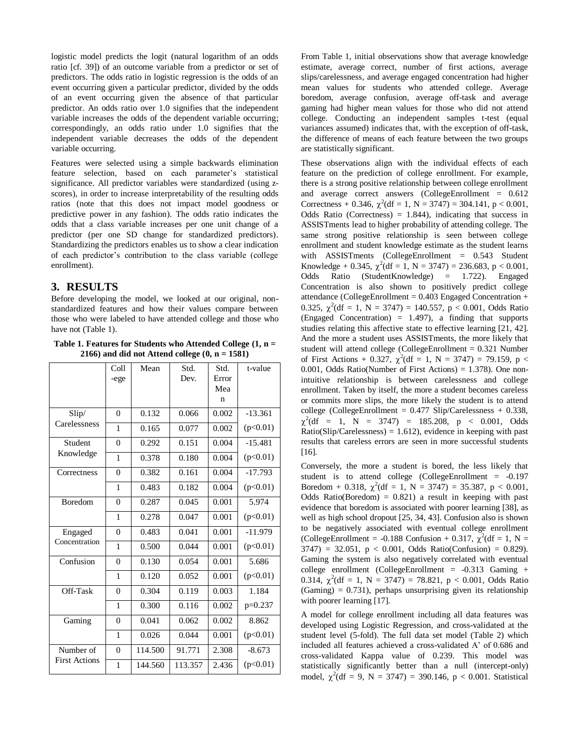logistic model predicts the logit (natural logarithm of an odds ratio [cf. 39]) of an outcome variable from a predictor or set of predictors. The odds ratio in logistic regression is the odds of an event occurring given a particular predictor, divided by the odds of an event occurring given the absence of that particular predictor. An odds ratio over 1.0 signifies that the independent variable increases the odds of the dependent variable occurring; correspondingly, an odds ratio under 1.0 signifies that the independent variable decreases the odds of the dependent variable occurring.

Features were selected using a simple backwards elimination feature selection, based on each parameter's statistical significance. All predictor variables were standardized (using z-scores), in order to increase interpretability of the resulting odds ratios (note that this does not impact model goodness or predictive power in any fashion). The odds ratio indicates the odds that a class variable increases per one unit change of a predictor (per one SD change for standardized predictors). Standardizing the predictors enables us to show a clear indication of each predictor's contribution to the class variable (college enrollment).

## 3. RESULTS

Before developing the model, we looked at our original, non-standardized features and how their values compare between those who were labeled to have attended college and those who have not (Table 1).

**Table 1. Features for Students who Attended College (1, n = 2166) and did not Attend college (0, n = 1581)**

| | College | Mean | Std. Dev. | Std. Error Mean | t-value |
|---|---|---|---|---|---|
| Slip/ Carelessness | 0 | 0.132 | 0.066 | 0.002 | -13.361 |
| | 1 | 0.165 | 0.077 | 0.002 | (p<0.01) |
| Student Knowledge | 0 | 0.292 | 0.151 | 0.004 | -15.481 |
| | 1 | 0.378 | 0.180 | 0.004 | (p<0.01) |
| Correctness | 0 | 0.382 | 0.161 | 0.004 | -17.793 |
| | 1 | 0.483 | 0.182 | 0.004 | (p<0.01) |
| Boredom | 0 | 0.287 | 0.045 | 0.001 | 5.974 |
| | 1 | 0.278 | 0.047 | 0.001 | (p<0.01) |
| Engaged Concentration | 0 | 0.483 | 0.041 | 0.001 | -11.979 |
| | 1 | 0.500 | 0.044 | 0.001 | (p<0.01) |
| Confusion | 0 | 0.130 | 0.054 | 0.001 | 5.686 |
| | 1 | 0.120 | 0.052 | 0.001 | (p<0.01) |
| Off-Task | 0 | 0.304 | 0.119 | 0.003 | 1.184 |
| | 1 | 0.300 | 0.116 | 0.002 | p=0.237 |
| Gaming | 0 | 0.041 | 0.062 | 0.002 | 8.862 |
| | 1 | 0.026 | 0.044 | 0.001 | (p<0.01) |
| Number of First Actions | 0 | 114.500 | 91.771 | 2.308 | -8.673 |
| | 1 | 144.560 | 113.357 | 2.436 | (p<0.01) |

From Table 1, initial observations show that average knowledge estimate, average correct, number of first actions, average slips/carelessness, and average engaged concentration had higher mean values for students who attended college. Average boredom, average confusion, average off-task and average gaming had higher mean values for those who did not attend college. Conducting an independent samples t-test (equal variances assumed) indicates that, with the exception of off-task, the difference of means of each feature between the two groups are statistically significant.

These observations align with the individual effects of each feature on the prediction of college enrollment. For example, there is a strong positive relationship between college enrollment and average correct answers (CollegeEnrollment = 0.612 Correctness + 0.346, $\chi^2$(df = 1, N = 3747) = 304.141, p < 0.001, Odds Ratio (Correctness) = 1.844), indicating that success in ASSISTments lead to higher probability of attending college. The same strong positive relationship is seen between college enrollment and student knowledge estimate as the student learns with ASSISTments (CollegeEnrollment = 0.543 Student Knowledge + 0.345, $\chi^2$(df = 1, N = 3747) = 236.683, p < 0.001, Odds Ratio (StudentKnowledge) = 1.722). Engaged Concentration is also shown to positively predict college attendance (CollegeEnrollment = 0.403 Engaged Concentration + 0.325, $\chi^2$(df = 1, N = 3747) = 140.557, p < 0.001, Odds Ratio (Engaged Concentration) = 1.497), a finding that supports studies relating this affective state to effective learning [21, 42]. And the more a student uses ASSISTments, the more likely that student will attend college (CollegeEnrollment = 0.321 Number of First Actions + 0.327, $\chi^2$(df = 1, N = 3747) = 79.159, p < 0.001, Odds Ratio(Number of First Actions) = 1.378). One non-intuitive relationship is between carelessness and college enrollment. Taken by itself, the more a student becomes careless or commits more slips, the more likely the student is to attend college (CollegeEnrollment = 0.477 Slip/Carelessness + 0.338, $\chi^2$(df = 1, N = 3747) = 185.208, p < 0.001, Odds Ratio(Slip/Carelessness) = 1.612), evidence in keeping with past results that careless errors are seen in more successful students [16].

Conversely, the more a student is bored, the less likely that student is to attend college (CollegeEnrollment = -0.197 Boredom + 0.318, $\chi^2$(df = 1, N = 3747) = 35.387, p < 0.001, Odds Ratio(Boredom) = 0.821) a result in keeping with past evidence that boredom is associated with poorer learning [38], as well as high school dropout [25, 34, 43]. Confusion also is shown to be negatively associated with eventual college enrollment (CollegeEnrollment = -0.188 Confusion + 0.317, $\chi^2$(df = 1, N = 3747) = 32.051, p < 0.001, Odds Ratio(Confusion) = 0.829). Gaming the system is also negatively correlated with eventual college enrollment (CollegeEnrollment = -0.313 Gaming + 0.314, $\chi^2$(df = 1, N = 3747) = 78.821, p < 0.001, Odds Ratio (Gaming) = 0.731), perhaps unsurprising given its relationship with poorer learning [17].

A model for college enrollment including all data features was developed using Logistic Regression, and cross-validated at the student level (5-fold). The full data set model (Table 2) which included all features achieved a cross-validated A' of 0.686 and cross-validated Kappa value of 0.239. This model was statistically significantly better than a null (intercept-only) model, $\chi^2$(df = 9, N = 3747) = 390.146, p < 0.001. Statistical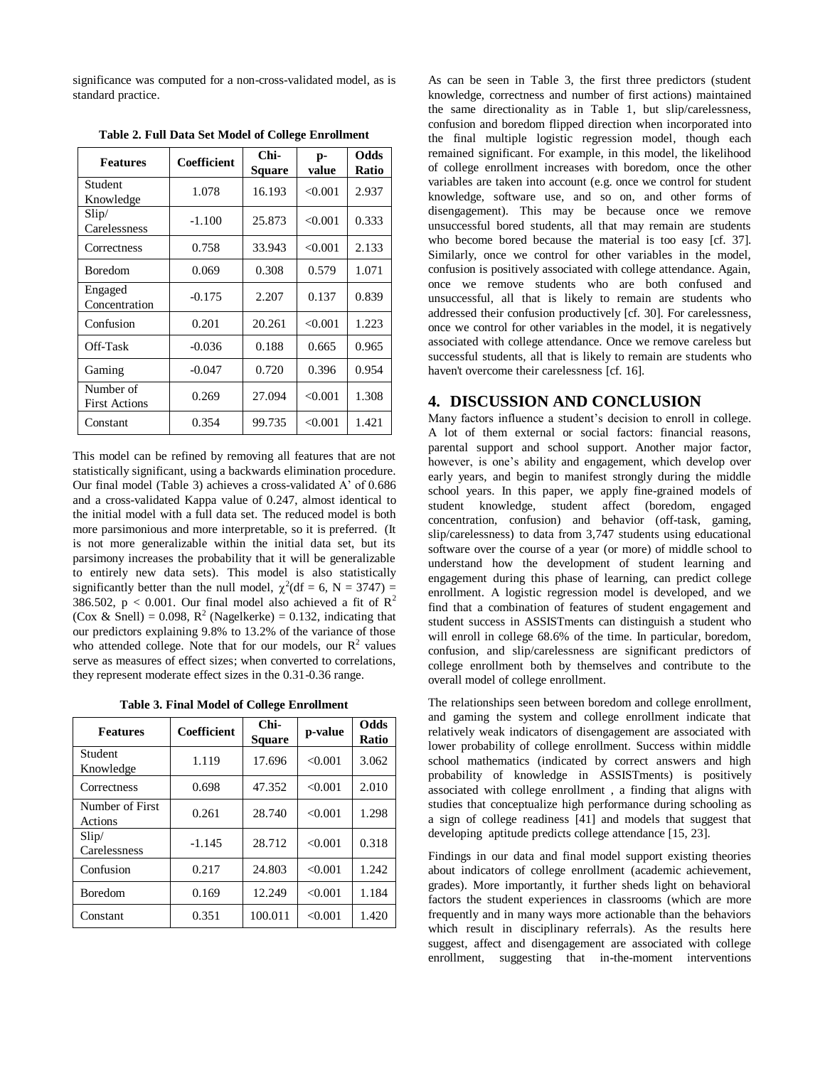significance was computed for a non-cross-validated model, as is standard practice.

**Table 2. Full Data Set Model of College Enrollment**

| Features | Coefficient | Chi-Square | p-value | Odds Ratio |
|---|---|---|---|---|
| Student Knowledge | 1.078 | 16.193 | <0.001 | 2.937 |
| Slip/ Carelessness | -1.100 | 25.873 | <0.001 | 0.333 |
| Correctness | 0.758 | 33.943 | <0.001 | 2.133 |
| Boredom | 0.069 | 0.308 | 0.579 | 1.071 |
| Engaged Concentration | -0.175 | 2.207 | 0.137 | 0.839 |
| Confusion | 0.201 | 20.261 | <0.001 | 1.223 |
| Off-Task | -0.036 | 0.188 | 0.665 | 0.965 |
| Gaming | -0.047 | 0.720 | 0.396 | 0.954 |
| Number of First Actions | 0.269 | 27.094 | <0.001 | 1.308 |
| Constant | 0.354 | 99.735 | <0.001 | 1.421 |

This model can be refined by removing all features that are not statistically significant, using a backwards elimination procedure. Our final model (Table 3) achieves a cross-validated A' of 0.686 and a cross-validated Kappa value of 0.247, almost identical to the initial model with a full data set. The reduced model is both more parsimonious and more interpretable, so it is preferred. (It is not more generalizable within the initial data set, but its parsimony increases the probability that it will be generalizable to entirely new data sets). This model is also statistically significantly better than the null model, $\chi^2(\text{df} = 6, N = 3747) = 386.502$, $p < 0.001$. Our final model also achieved a fit of $R^2$ (Cox & Snell) = 0.098, $R^2$ (Nagelkerke) = 0.132, indicating that our predictors explaining 9.8% to 13.2% of the variance of those who attended college. Note that for our models, our $R^2$ values serve as measures of effect sizes; when converted to correlations, they represent moderate effect sizes in the 0.31-0.36 range.

**Table 3. Final Model of College Enrollment**

| Features | Coefficient | Chi-Square | p-value | Odds Ratio |
|---|---|---|---|---|
| Student Knowledge | 1.119 | 17.696 | <0.001 | 3.062 |
| Correctness | 0.698 | 47.352 | <0.001 | 2.010 |
| Number of First Actions | 0.261 | 28.740 | <0.001 | 1.298 |
| Slip/ Carelessness | -1.145 | 28.712 | <0.001 | 0.318 |
| Confusion | 0.217 | 24.803 | <0.001 | 1.242 |
| Boredom | 0.169 | 12.249 | <0.001 | 1.184 |
| Constant | 0.351 | 100.011 | <0.001 | 1.420 |

As can be seen in Table 3, the first three predictors (student knowledge, correctness and number of first actions) maintained the same directionality as in Table 1, but slip/carelessness, confusion and boredom flipped direction when incorporated into the final multiple logistic regression model, though each remained significant. For example, in this model, the likelihood of college enrollment increases with boredom, once the other variables are taken into account (e.g. once we control for student knowledge, software use, and so on, and other forms of disengagement). This may be because once we remove unsuccessful bored students, all that may remain are students who become bored because the material is too easy [cf. 37]. Similarly, once we control for other variables in the model, confusion is positively associated with college attendance. Again, once we remove students who are both confused and unsuccessful, all that is likely to remain are students who addressed their confusion productively [cf. 30]. For carelessness, once we control for other variables in the model, it is negatively associated with college attendance. Once we remove careless but successful students, all that is likely to remain are students who haven't overcome their carelessness [cf. 16].

# 4. DISCUSSION AND CONCLUSION

Many factors influence a student's decision to enroll in college. A lot of them external or social factors: financial reasons, parental support and school support. Another major factor, however, is one's ability and engagement, which develop over early years, and begin to manifest strongly during the middle school years. In this paper, we apply fine-grained models of student knowledge, student affect (boredom, engaged concentration, confusion) and behavior (off-task, gaming, slip/carelessness) to data from 3,747 students using educational software over the course of a year (or more) of middle school to understand how the development of student learning and engagement during this phase of learning, can predict college enrollment. A logistic regression model is developed, and we find that a combination of features of student engagement and student success in ASSISTments can distinguish a student who will enroll in college 68.6% of the time. In particular, boredom, confusion, and slip/carelessness are significant predictors of college enrollment both by themselves and contribute to the overall model of college enrollment.

The relationships seen between boredom and college enrollment, and gaming the system and college enrollment indicate that relatively weak indicators of disengagement are associated with lower probability of college enrollment. Success within middle school mathematics (indicated by correct answers and high probability of knowledge in ASSISTments) is positively associated with college enrollment , a finding that aligns with studies that conceptualize high performance during schooling as a sign of college readiness [41] and models that suggest that developing aptitude predicts college attendance [15, 23].

Findings in our data and final model support existing theories about indicators of college enrollment (academic achievement, grades). More importantly, it further sheds light on behavioral factors the student experiences in classrooms (which are more frequently and in many ways more actionable than the behaviors which result in disciplinary referrals). As the results here suggest, affect and disengagement are associated with college enrollment, suggesting that in-the-moment interventions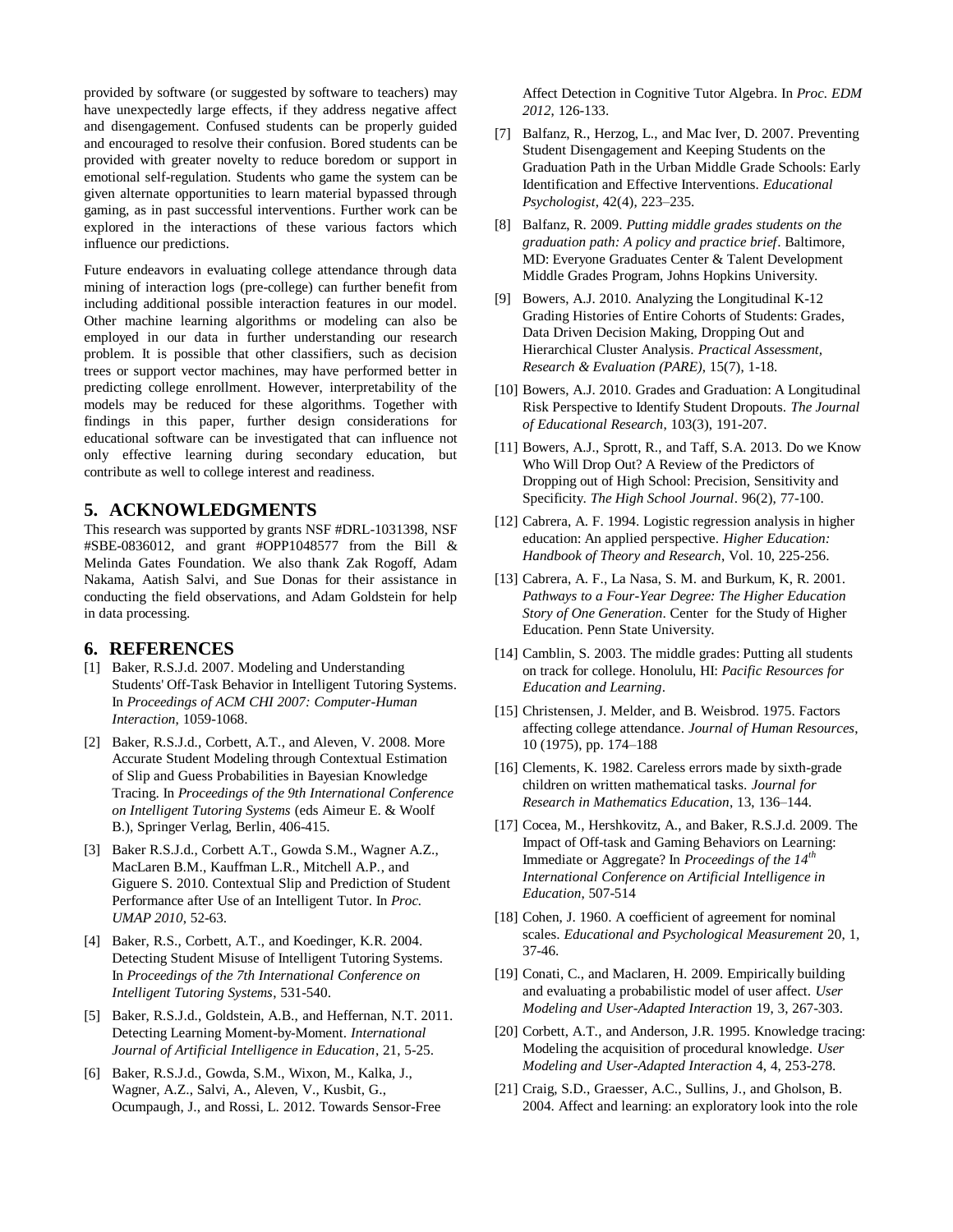provided by software (or suggested by software to teachers) may have unexpectedly large effects, if they address negative affect and disengagement. Confused students can be properly guided and encouraged to resolve their confusion. Bored students can be provided with greater novelty to reduce boredom or support in emotional self-regulation. Students who game the system can be given alternate opportunities to learn material bypassed through gaming, as in past successful interventions. Further work can be explored in the interactions of these various factors which influence our predictions.

Future endeavors in evaluating college attendance through data mining of interaction logs (pre-college) can further benefit from including additional possible interaction features in our model. Other machine learning algorithms or modeling can also be employed in our data in further understanding our research problem. It is possible that other classifiers, such as decision trees or support vector machines, may have performed better in predicting college enrollment. However, interpretability of the models may be reduced for these algorithms. Together with findings in this paper, further design considerations for educational software can be investigated that can influence not only effective learning during secondary education, but contribute as well to college interest and readiness.

## 5. ACKNOWLEDGMENTS

This research was supported by grants NSF #DRL-1031398, NSF #SBE-0836012, and grant #OPP1048577 from the Bill & Melinda Gates Foundation. We also thank Zak Rogoff, Adam Nakama, Aatish Salvi, and Sue Donas for their assistance in conducting the field observations, and Adam Goldstein for help in data processing.

## 6. REFERENCES

[1] Baker, R.S.J.d. 2007. Modeling and Understanding Students' Off-Task Behavior in Intelligent Tutoring Systems. In *Proceedings of ACM CHI 2007: Computer-Human Interaction*, 1059-1068.

[2] Baker, R.S.J.d., Corbett, A.T., and Aleven, V. 2008. More Accurate Student Modeling through Contextual Estimation of Slip and Guess Probabilities in Bayesian Knowledge Tracing. In *Proceedings of the 9th International Conference on Intelligent Tutoring Systems* (eds Aimeur E. & Woolf B.), Springer Verlag, Berlin, 406-415.

[3] Baker R.S.J.d., Corbett A.T., Gowda S.M., Wagner A.Z., MacLaren B.M., Kauffman L.R., Mitchell A.P., and Giguere S. 2010. Contextual Slip and Prediction of Student Performance after Use of an Intelligent Tutor. In *Proc. UMAP 2010*, 52-63.

[4] Baker, R.S., Corbett, A.T., and Koedinger, K.R. 2004. Detecting Student Misuse of Intelligent Tutoring Systems. In *Proceedings of the 7th International Conference on Intelligent Tutoring Systems*, 531-540.

[5] Baker, R.S.J.d., Goldstein, A.B., and Heffernan, N.T. 2011. Detecting Learning Moment-by-Moment. *International Journal of Artificial Intelligence in Education*, 21, 5-25.

[6] Baker, R.S.J.d., Gowda, S.M., Wixon, M., Kalka, J., Wagner, A.Z., Salvi, A., Aleven, V., Kusbit, G., Ocumpaugh, J., and Rossi, L. 2012. Towards Sensor-Free Affect Detection in Cognitive Tutor Algebra. In *Proc. EDM 2012*, 126-133.

[7] Balfanz, R., Herzog, L., and Mac Iver, D. 2007. Preventing Student Disengagement and Keeping Students on the Graduation Path in the Urban Middle Grade Schools: Early Identification and Effective Interventions. *Educational Psychologist*, 42(4), 223–235.

[8] Balfanz, R. 2009. *Putting middle grades students on the graduation path: A policy and practice brief*. Baltimore, MD: Everyone Graduates Center & Talent Development Middle Grades Program, Johns Hopkins University.

[9] Bowers, A.J. 2010. Analyzing the Longitudinal K-12 Grading Histories of Entire Cohorts of Students: Grades, Data Driven Decision Making, Dropping Out and Hierarchical Cluster Analysis. *Practical Assessment, Research & Evaluation (PARE)*, 15(7), 1-18.

[10] Bowers, A.J. 2010. Grades and Graduation: A Longitudinal Risk Perspective to Identify Student Dropouts. *The Journal of Educational Research*, 103(3), 191-207.

[11] Bowers, A.J., Sprott, R., and Taff, S.A. 2013. Do we Know Who Will Drop Out? A Review of the Predictors of Dropping out of High School: Precision, Sensitivity and Specificity. *The High School Journal*. 96(2), 77-100.

[12] Cabrera, A. F. 1994. Logistic regression analysis in higher education: An applied perspective. *Higher Education: Handbook of Theory and Research*, Vol. 10, 225-256.

[13] Cabrera, A. F., La Nasa, S. M. and Burkum, K, R. 2001. *Pathways to a Four-Year Degree: The Higher Education Story of One Generation*. Center for the Study of Higher Education. Penn State University.

[14] Camblin, S. 2003. The middle grades: Putting all students on track for college. Honolulu, HI: *Pacific Resources for Education and Learning*.

[15] Christensen, J. Melder, and B. Weisbrod. 1975. Factors affecting college attendance. *Journal of Human Resources*, 10 (1975), pp. 174–188

[16] Clements, K. 1982. Careless errors made by sixth-grade children on written mathematical tasks. *Journal for Research in Mathematics Education*, 13, 136–144.

[17] Cocea, M., Hershkovitz, A., and Baker, R.S.J.d. 2009. The Impact of Off-task and Gaming Behaviors on Learning: Immediate or Aggregate? In *Proceedings of the 14th International Conference on Artificial Intelligence in Education*, 507-514

[18] Cohen, J. 1960. A coefficient of agreement for nominal scales. *Educational and Psychological Measurement* 20, 1, 37-46.

[19] Conati, C., and Maclaren, H. 2009. Empirically building and evaluating a probabilistic model of user affect. *User Modeling and User-Adapted Interaction* 19, 3, 267-303.

[20] Corbett, A.T., and Anderson, J.R. 1995. Knowledge tracing: Modeling the acquisition of procedural knowledge. *User Modeling and User-Adapted Interaction* 4, 4, 253-278.

[21] Craig, S.D., Graesser, A.C., Sullins, J., and Gholson, B. 2004. Affect and learning: an exploratory look into the role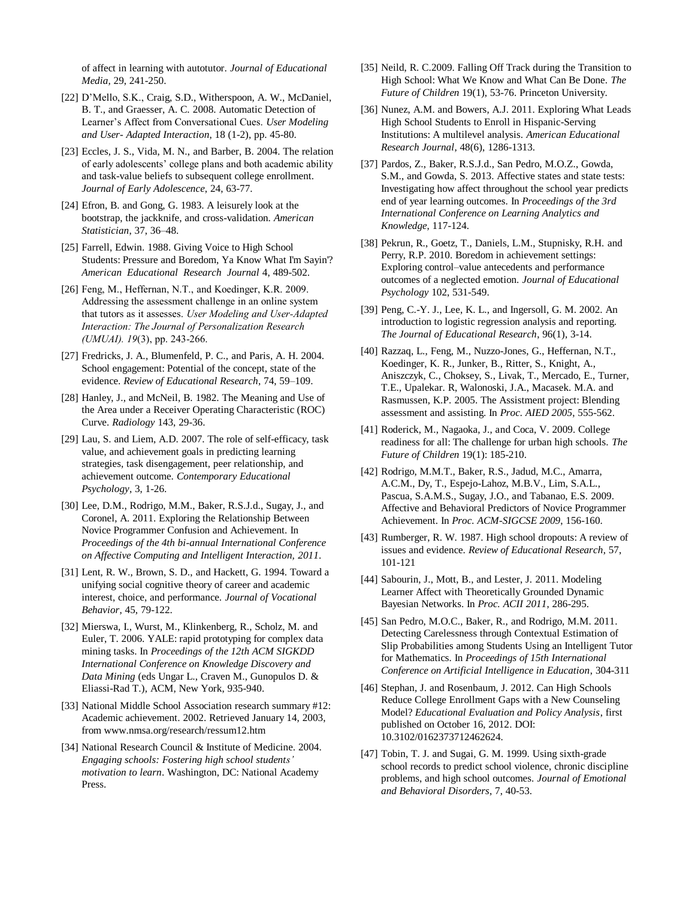of affect in learning with autotutor. *Journal of Educational Media*, 29, 241-250.

[22] D'Mello, S.K., Craig, S.D., Witherspoon, A. W., McDaniel, B. T., and Graesser, A. C. 2008. Automatic Detection of Learner's Affect from Conversational Cues. *User Modeling and User- Adapted Interaction*, 18 (1-2), pp. 45-80.

[23] Eccles, J. S., Vida, M. N., and Barber, B. 2004. The relation of early adolescents' college plans and both academic ability and task-value beliefs to subsequent college enrollment. *Journal of Early Adolescence*, 24, 63-77.

[24] Efron, B. and Gong, G. 1983. A leisurely look at the bootstrap, the jackknife, and cross-validation. *American Statistician*, 37, 36–48.

[25] Farrell, Edwin. 1988. Giving Voice to High School Students: Pressure and Boredom, Ya Know What I'm Sayin'? *American Educational Research Journal* 4, 489-502.

[26] Feng, M., Heffernan, N.T., and Koedinger, K.R. 2009. Addressing the assessment challenge in an online system that tutors as it assesses. *User Modeling and User-Adapted Interaction: The Journal of Personalization Research (UMUAI). 19*(3), pp. 243-266.

[27] Fredricks, J. A., Blumenfeld, P. C., and Paris, A. H. 2004. School engagement: Potential of the concept, state of the evidence. *Review of Educational Research*, 74, 59–109.

[28] Hanley, J., and McNeil, B. 1982. The Meaning and Use of the Area under a Receiver Operating Characteristic (ROC) Curve. *Radiology* 143, 29-36.

[29] Lau, S. and Liem, A.D. 2007. The role of self-efficacy, task value, and achievement goals in predicting learning strategies, task disengagement, peer relationship, and achievement outcome. *Contemporary Educational Psychology*, 3, 1-26.

[30] Lee, D.M., Rodrigo, M.M., Baker, R.S.J.d., Sugay, J., and Coronel, A. 2011. Exploring the Relationship Between Novice Programmer Confusion and Achievement. In *Proceedings of the 4th bi-annual International Conference on Affective Computing and Intelligent Interaction, 2011*.

[31] Lent, R. W., Brown, S. D., and Hackett, G. 1994. Toward a unifying social cognitive theory of career and academic interest, choice, and performance. *Journal of Vocational Behavior*, 45, 79-122.

[32] Mierswa, I., Wurst, M., Klinkenberg, R., Scholz, M. and Euler, T. 2006. YALE: rapid prototyping for complex data mining tasks. In *Proceedings of the 12th ACM SIGKDD International Conference on Knowledge Discovery and Data Mining* (eds Ungar L., Craven M., Gunopulos D. & Eliassi-Rad T.), ACM, New York, 935-940.

[33] National Middle School Association research summary #12: Academic achievement. 2002. Retrieved January 14, 2003, from www.nmsa.org/research/ressum12.htm

[34] National Research Council & Institute of Medicine. 2004. *Engaging schools: Fostering high school students' motivation to learn*. Washington, DC: National Academy Press.

[35] Neild, R. C.2009. Falling Off Track during the Transition to High School: What We Know and What Can Be Done. *The Future of Children* 19(1), 53-76. Princeton University.

[36] Nunez, A.M. and Bowers, A.J. 2011. Exploring What Leads High School Students to Enroll in Hispanic-Serving Institutions: A multilevel analysis. *American Educational Research Journal*, 48(6), 1286-1313.

[37] Pardos, Z., Baker, R.S.J.d., San Pedro, M.O.Z., Gowda, S.M., and Gowda, S. 2013. Affective states and state tests: Investigating how affect throughout the school year predicts end of year learning outcomes. In *Proceedings of the 3rd International Conference on Learning Analytics and Knowledge*, 117-124.

[38] Pekrun, R., Goetz, T., Daniels, L.M., Stupnisky, R.H. and Perry, R.P. 2010. Boredom in achievement settings: Exploring control–value antecedents and performance outcomes of a neglected emotion. *Journal of Educational Psychology* 102, 531-549.

[39] Peng, C.-Y. J., Lee, K. L., and Ingersoll, G. M. 2002. An introduction to logistic regression analysis and reporting. *The Journal of Educational Research*, 96(1), 3-14.

[40] Razzaq, L., Feng, M., Nuzzo-Jones, G., Heffernan, N.T., Koedinger, K. R., Junker, B., Ritter, S., Knight, A., Aniszczyk, C., Choksey, S., Livak, T., Mercado, E., Turner, T.E., Upalekar. R, Walonoski, J.A., Macasek. M.A. and Rasmussen, K.P. 2005. The Assistment project: Blending assessment and assisting. In *Proc. AIED 2005*, 555-562.

[41] Roderick, M., Nagaoka, J., and Coca, V. 2009. College readiness for all: The challenge for urban high schools. *The Future of Children* 19(1): 185-210.

[42] Rodrigo, M.M.T., Baker, R.S., Jadud, M.C., Amarra, A.C.M., Dy, T., Espejo-Lahoz, M.B.V., Lim, S.A.L., Pascua, S.A.M.S., Sugay, J.O., and Tabanao, E.S. 2009. Affective and Behavioral Predictors of Novice Programmer Achievement. In *Proc. ACM-SIGCSE 2009*, 156-160.

[43] Rumberger, R. W. 1987. High school dropouts: A review of issues and evidence. *Review of Educational Research*, 57, 101-121

[44] Sabourin, J., Mott, B., and Lester, J. 2011. Modeling Learner Affect with Theoretically Grounded Dynamic Bayesian Networks. In *Proc. ACII 2011*, 286-295.

[45] San Pedro, M.O.C., Baker, R., and Rodrigo, M.M. 2011. Detecting Carelessness through Contextual Estimation of Slip Probabilities among Students Using an Intelligent Tutor for Mathematics. In *Proceedings of 15th International Conference on Artificial Intelligence in Education*, 304-311

[46] Stephan, J. and Rosenbaum, J. 2012. Can High Schools Reduce College Enrollment Gaps with a New Counseling Model? *Educational Evaluation and Policy Analysis*, first published on October 16, 2012. DOI: 10.3102/0162373712462624.

[47] Tobin, T. J. and Sugai, G. M. 1999. Using sixth-grade school records to predict school violence, chronic discipline problems, and high school outcomes. *Journal of Emotional and Behavioral Disorders*, 7, 40-53.